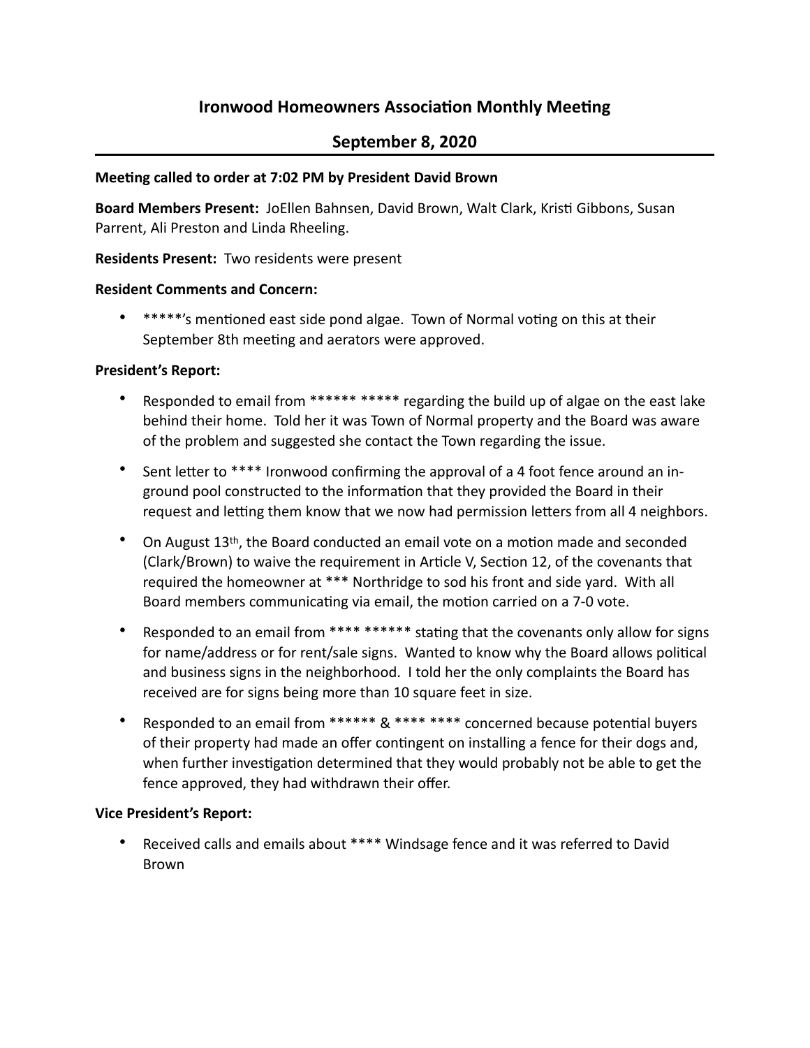# Ironwood Homeowners Association Monthly Meeting

## September 8, 2020

**Meeting called to order at 7:02 PM by President David Brown**

**Board Members Present:** JoEllen Bahnsen, David Brown, Walt Clark, Kristi Gibbons, Susan Parrent, Ali Preston and Linda Rheeling.

**Residents Present:** Two residents were present

**Resident Comments and Concern:**

- *****'s mentioned east side pond algae. Town of Normal voting on this at their September 8th meeting and aerators were approved.

**President's Report:**

- Responded to email from ****** ***** regarding the build up of algae on the east lake behind their home. Told her it was Town of Normal property and the Board was aware of the problem and suggested she contact the Town regarding the issue.
- Sent letter to **** Ironwood confirming the approval of a 4 foot fence around an in-ground pool constructed to the information that they provided the Board in their request and letting them know that we now had permission letters from all 4 neighbors.
- On August 13th, the Board conducted an email vote on a motion made and seconded (Clark/Brown) to waive the requirement in Article V, Section 12, of the covenants that required the homeowner at *** Northridge to sod his front and side yard. With all Board members communicating via email, the motion carried on a 7-0 vote.
- Responded to an email from **** ****** stating that the covenants only allow for signs for name/address or for rent/sale signs. Wanted to know why the Board allows political and business signs in the neighborhood. I told her the only complaints the Board has received are for signs being more than 10 square feet in size.
- Responded to an email from ****** & **** **** concerned because potential buyers of their property had made an offer contingent on installing a fence for their dogs and, when further investigation determined that they would probably not be able to get the fence approved, they had withdrawn their offer.

**Vice President's Report:**

- Received calls and emails about **** Windsage fence and it was referred to David Brown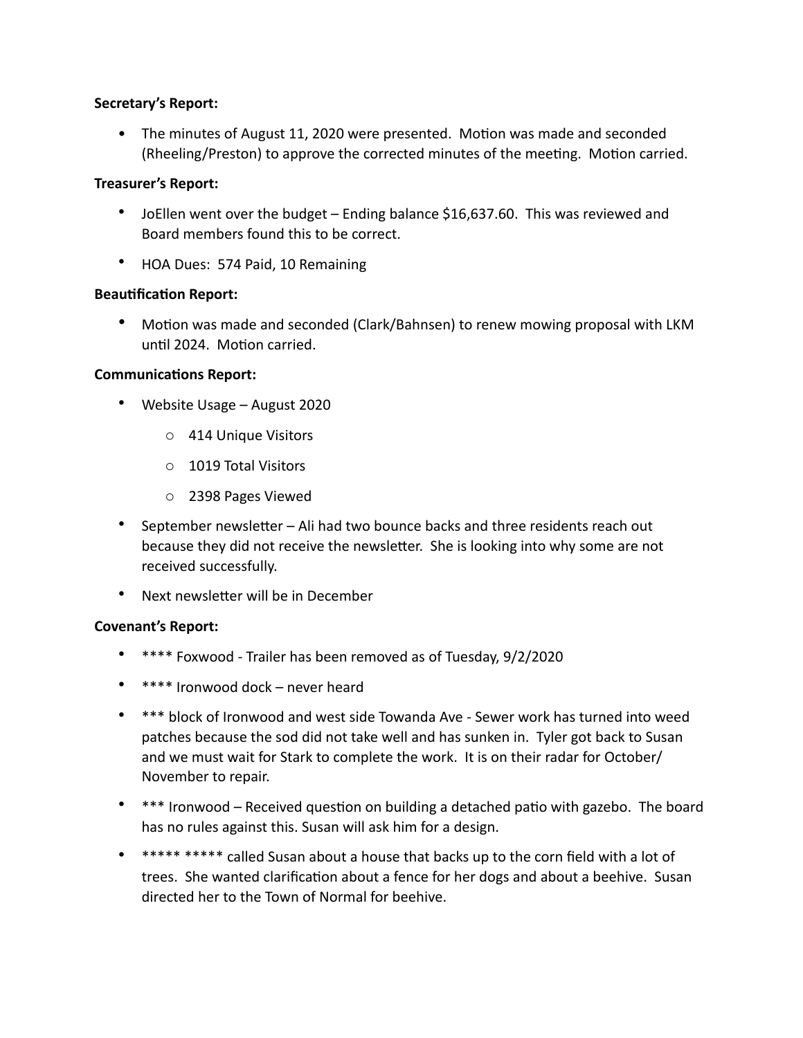**Secretary's Report:**

- The minutes of August 11, 2020 were presented. Motion was made and seconded (Rheeling/Preston) to approve the corrected minutes of the meeting. Motion carried.

**Treasurer's Report:**

- JoEllen went over the budget – Ending balance $16,637.60. This was reviewed and Board members found this to be correct.
- HOA Dues: 574 Paid, 10 Remaining

**Beautification Report:**

- Motion was made and seconded (Clark/Bahnsen) to renew mowing proposal with LKM until 2024. Motion carried.

**Communications Report:**

- Website Usage – August 2020
    - 414 Unique Visitors
    - 1019 Total Visitors
    - 2398 Pages Viewed
- September newsletter – Ali had two bounce backs and three residents reach out because they did not receive the newsletter. She is looking into why some are not received successfully.
- Next newsletter will be in December

**Covenant's Report:**

- **** Foxwood - Trailer has been removed as of Tuesday, 9/2/2020
- **** Ironwood dock – never heard
- *** block of Ironwood and west side Towanda Ave - Sewer work has turned into weed patches because the sod did not take well and has sunken in. Tyler got back to Susan and we must wait for Stark to complete the work. It is on their radar for October/ November to repair.
- *** Ironwood – Received question on building a detached patio with gazebo. The board has no rules against this. Susan will ask him for a design.
- ***** ***** called Susan about a house that backs up to the corn field with a lot of trees. She wanted clarification about a fence for her dogs and about a beehive. Susan directed her to the Town of Normal for beehive.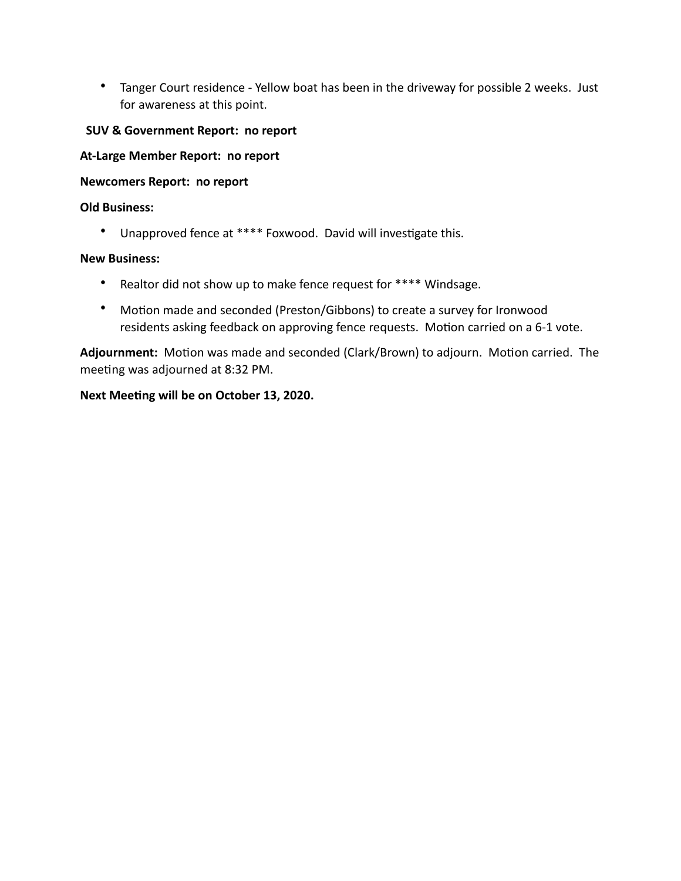- Tanger Court residence - Yellow boat has been in the driveway for possible 2 weeks. Just for awareness at this point.

**SUV & Government Report: no report**

**At-Large Member Report: no report**

**Newcomers Report: no report**

**Old Business:**

- Unapproved fence at **** Foxwood. David will investigate this.

**New Business:**

- Realtor did not show up to make fence request for **** Windsage.
- Motion made and seconded (Preston/Gibbons) to create a survey for Ironwood residents asking feedback on approving fence requests. Motion carried on a 6-1 vote.

**Adjournment:** Motion was made and seconded (Clark/Brown) to adjourn. Motion carried. The meeting was adjourned at 8:32 PM.

**Next Meeting will be on October 13, 2020.**